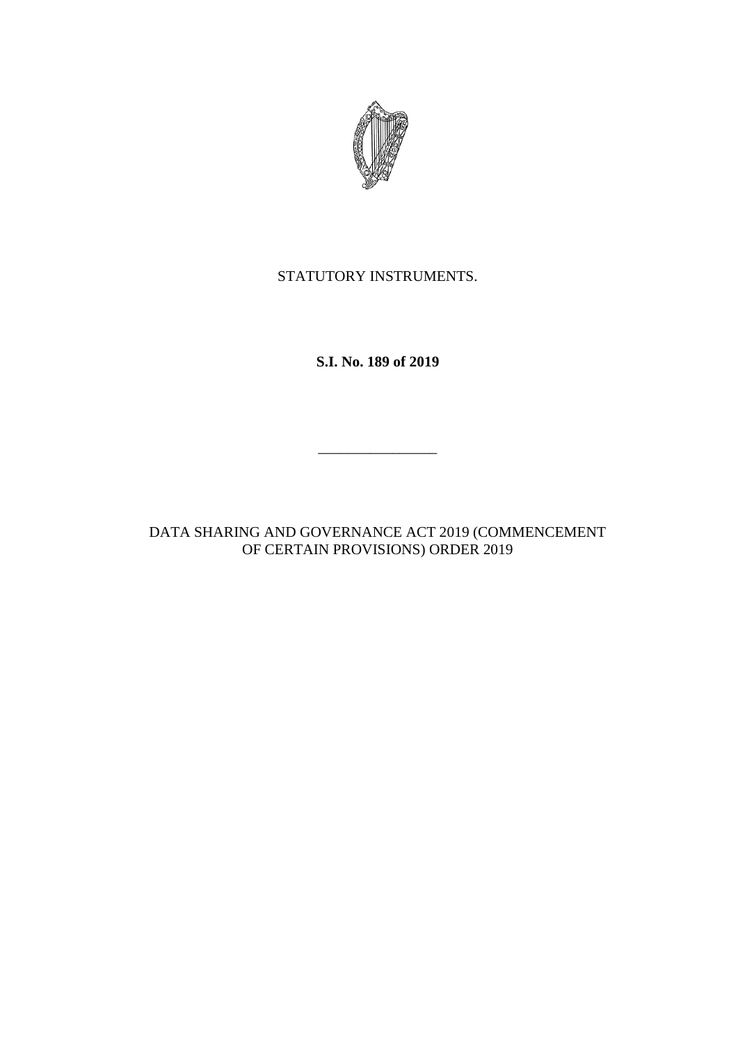STATUTORY INSTRUMENTS.

**S.I. No. 189 of 2019**

---

DATA SHARING AND GOVERNANCE ACT 2019 (COMMENCEMENT OF CERTAIN PROVISIONS) ORDER 2019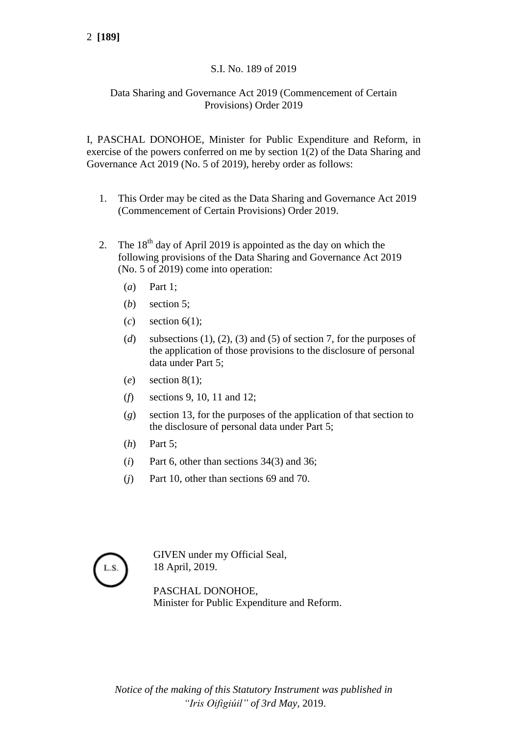S.I. No. 189 of 2019

Data Sharing and Governance Act 2019 (Commencement of Certain Provisions) Order 2019

I, PASCHAL DONOHOE, Minister for Public Expenditure and Reform, in exercise of the powers conferred on me by section 1(2) of the Data Sharing and Governance Act 2019 (No. 5 of 2019), hereby order as follows:

1. This Order may be cited as the Data Sharing and Governance Act 2019 (Commencement of Certain Provisions) Order 2019.

2. The 18th day of April 2019 is appointed as the day on which the following provisions of the Data Sharing and Governance Act 2019 (No. 5 of 2019) come into operation:

   (*a*) Part 1;

   (*b*) section 5;

   (*c*) section 6(1);

   (*d*) subsections (1), (2), (3) and (5) of section 7, for the purposes of the application of those provisions to the disclosure of personal data under Part 5;

   (*e*) section 8(1);

   (*f*) sections 9, 10, 11 and 12;

   (*g*) section 13, for the purposes of the application of that section to the disclosure of personal data under Part 5;

   (*h*) Part 5;

   (*i*) Part 6, other than sections 34(3) and 36;

   (*j*) Part 10, other than sections 69 and 70.

L.S.

GIVEN under my Official Seal,
18 April, 2019.

PASCHAL DONOHOE,
Minister for Public Expenditure and Reform.

*Notice of the making of this Statutory Instrument was published in "Iris Oifigiúil" of 3rd May,* 2019.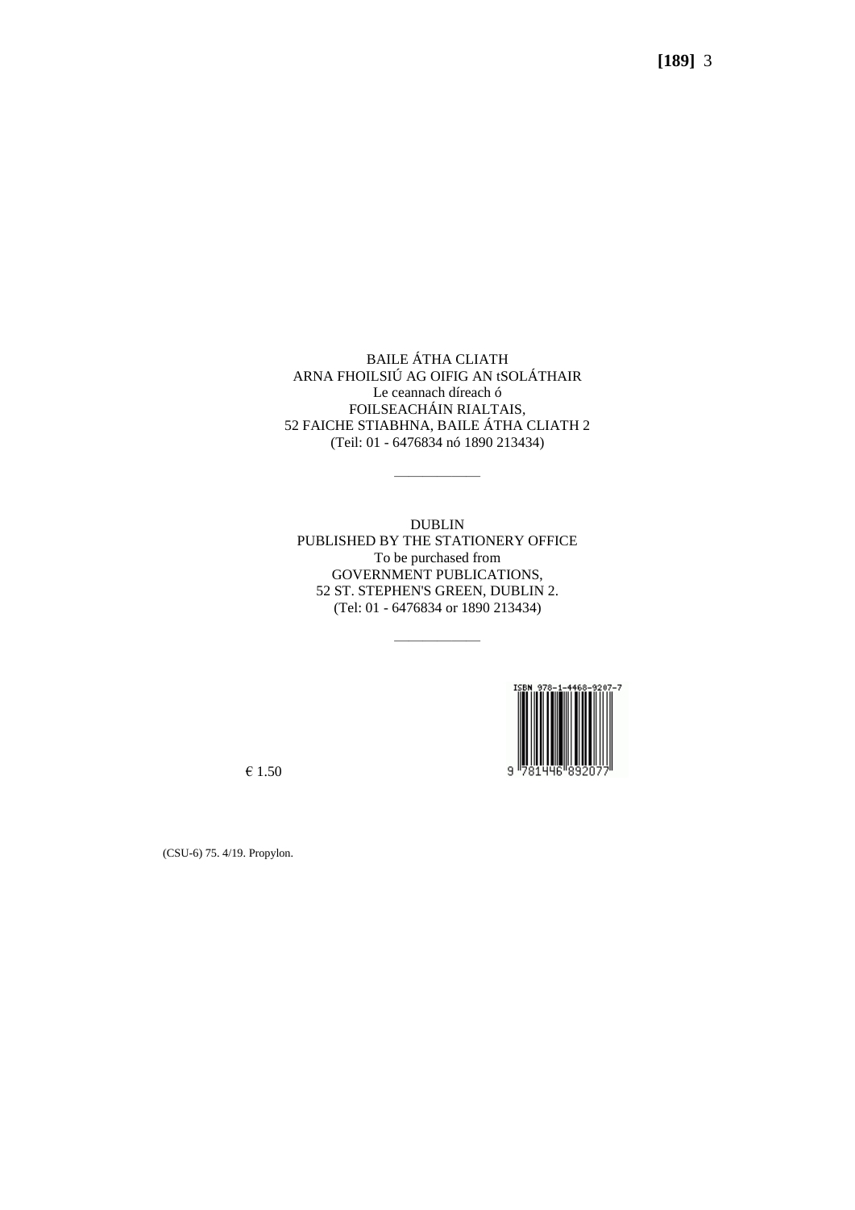BAILE ÁTHA CLIATH
ARNA FHOILSIÚ AG OIFIG AN tSOLÁTHAIR
Le ceannach díreach ó
FOILSEACHÁIN RIALTAIS,
52 FAICHE STIABHNA, BAILE ÁTHA CLIATH 2
(Teil: 01 - 6476834 nó 1890 213434)

---

DUBLIN
PUBLISHED BY THE STATIONERY OFFICE
To be purchased from
GOVERNMENT PUBLICATIONS,
52 ST. STEPHEN'S GREEN, DUBLIN 2.
(Tel: 01 - 6476834 or 1890 213434)

---

ISBN 978-1-4468-9207-7

9 781446 892077

€ 1.50

(CSU-6) 75. 4/19. Propylon.